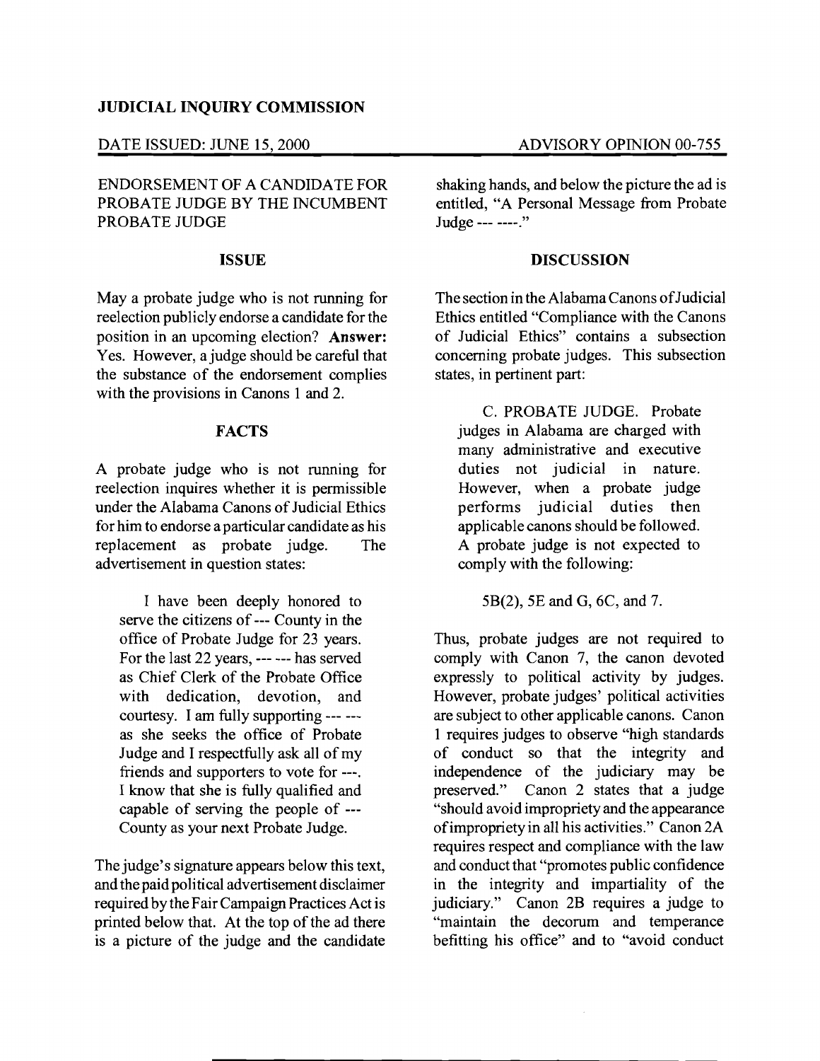**JUDICIAL INQUIRY COMMISSION**

DATE ISSUED: JUNE 15, 2000 — ADVISORY OPINION 00-755

ENDORSEMENT OF A CANDIDATE FOR PROBATE JUDGE BY THE INCUMBENT PROBATE JUDGE

## ISSUE

May a probate judge who is not running for reelection publicly endorse a candidate for the position in an upcoming election? **Answer:** Yes. However, a judge should be careful that the substance of the endorsement complies with the provisions in Canons 1 and 2.

## FACTS

A probate judge who is not running for reelection inquires whether it is permissible under the Alabama Canons of Judicial Ethics for him to endorse a particular candidate as his replacement as probate judge. The advertisement in question states:

> I have been deeply honored to serve the citizens of --- County in the office of Probate Judge for 23 years. For the last 22 years, --- --- has served as Chief Clerk of the Probate Office with dedication, devotion, and courtesy. I am fully supporting --- --- as she seeks the office of Probate Judge and I respectfully ask all of my friends and supporters to vote for ---. I know that she is fully qualified and capable of serving the people of --- County as your next Probate Judge.

The judge's signature appears below this text, and the paid political advertisement disclaimer required by the Fair Campaign Practices Act is printed below that. At the top of the ad there is a picture of the judge and the candidate shaking hands, and below the picture the ad is entitled, "A Personal Message from Probate Judge --- ----."

## DISCUSSION

The section in the Alabama Canons of Judicial Ethics entitled "Compliance with the Canons of Judicial Ethics" contains a subsection concerning probate judges. This subsection states, in pertinent part:

> C. PROBATE JUDGE. Probate judges in Alabama are charged with many administrative and executive duties not judicial in nature. However, when a probate judge performs judicial duties then applicable canons should be followed. A probate judge is not expected to comply with the following:
>
> 5B(2), 5E and G, 6C, and 7.

Thus, probate judges are not required to comply with Canon 7, the canon devoted expressly to political activity by judges. However, probate judges' political activities are subject to other applicable canons. Canon 1 requires judges to observe "high standards of conduct so that the integrity and independence of the judiciary may be preserved." Canon 2 states that a judge "should avoid impropriety and the appearance of impropriety in all his activities." Canon 2A requires respect and compliance with the law and conduct that "promotes public confidence in the integrity and impartiality of the judiciary." Canon 2B requires a judge to "maintain the decorum and temperance befitting his office" and to "avoid conduct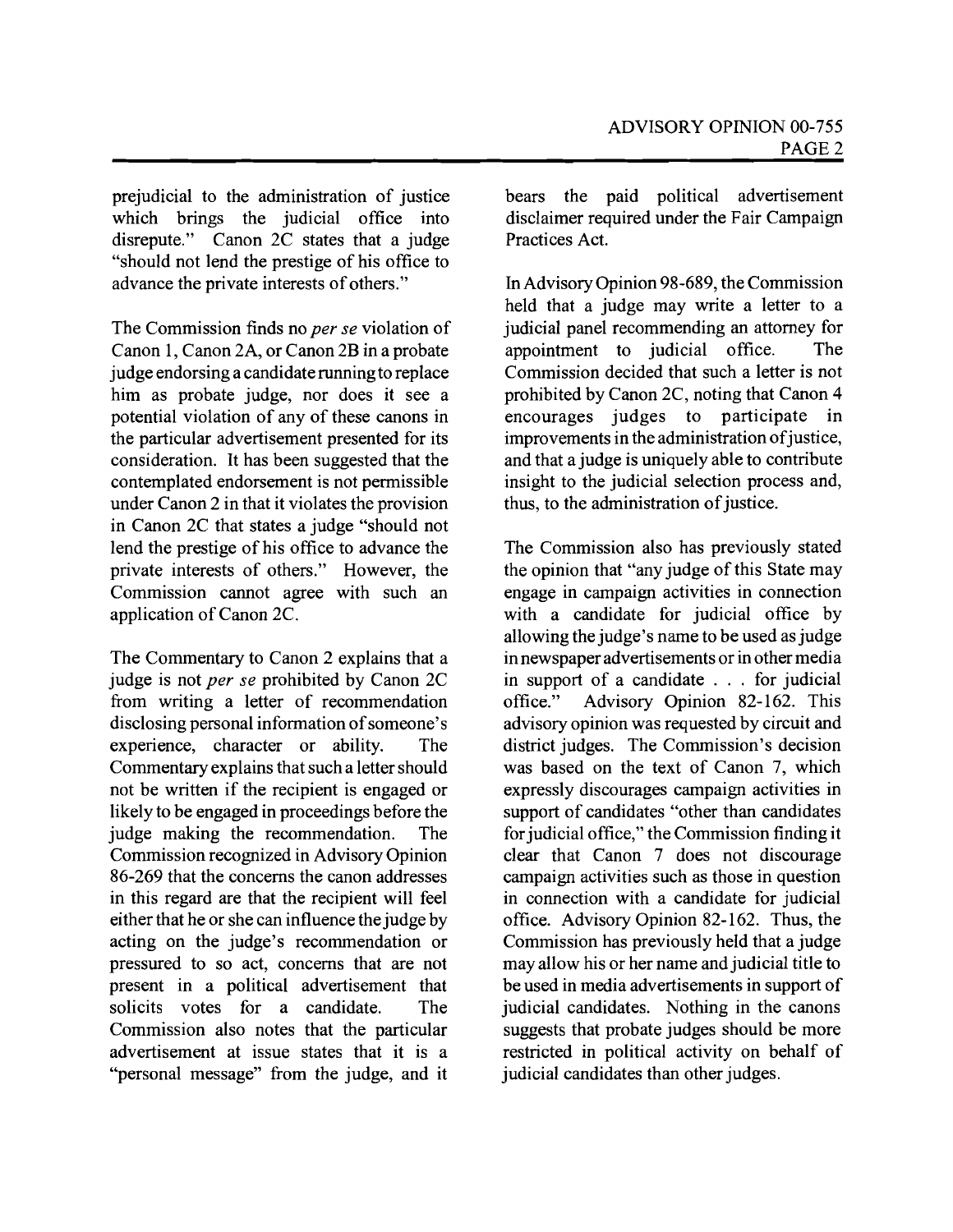prejudicial to the administration of justice which brings the judicial office into disrepute." Canon 2C states that a judge "should not lend the prestige of his office to advance the private interests of others."

The Commission finds no *per se* violation of Canon 1, Canon 2A, or Canon 2B in a probate judge endorsing a candidate running to replace him as probate judge, nor does it see a potential violation of any of these canons in the particular advertisement presented for its consideration. It has been suggested that the contemplated endorsement is not permissible under Canon 2 in that it violates the provision in Canon 2C that states a judge "should not lend the prestige of his office to advance the private interests of others." However, the Commission cannot agree with such an application of Canon 2C.

The Commentary to Canon 2 explains that a judge is not *per se* prohibited by Canon 2C from writing a letter of recommendation disclosing personal information of someone's experience, character or ability. The Commentary explains that such a letter should not be written if the recipient is engaged or likely to be engaged in proceedings before the judge making the recommendation. The Commission recognized in Advisory Opinion 86-269 that the concerns the canon addresses in this regard are that the recipient will feel either that he or she can influence the judge by acting on the judge's recommendation or pressured to so act, concerns that are not present in a political advertisement that solicits votes for a candidate. The Commission also notes that the particular advertisement at issue states that it is a "personal message" from the judge, and it bears the paid political advertisement disclaimer required under the Fair Campaign Practices Act.

In Advisory Opinion 98-689, the Commission held that a judge may write a letter to a judicial panel recommending an attorney for appointment to judicial office. The Commission decided that such a letter is not prohibited by Canon 2C, noting that Canon 4 encourages judges to participate in improvements in the administration of justice, and that a judge is uniquely able to contribute insight to the judicial selection process and, thus, to the administration of justice.

The Commission also has previously stated the opinion that "any judge of this State may engage in campaign activities in connection with a candidate for judicial office by allowing the judge's name to be used as judge in newspaper advertisements or in other media in support of a candidate . . . for judicial office." Advisory Opinion 82-162. This advisory opinion was requested by circuit and district judges. The Commission's decision was based on the text of Canon 7, which expressly discourages campaign activities in support of candidates "other than candidates for judicial office," the Commission finding it clear that Canon 7 does not discourage campaign activities such as those in question in connection with a candidate for judicial office. Advisory Opinion 82-162. Thus, the Commission has previously held that a judge may allow his or her name and judicial title to be used in media advertisements in support of judicial candidates. Nothing in the canons suggests that probate judges should be more restricted in political activity on behalf of judicial candidates than other judges.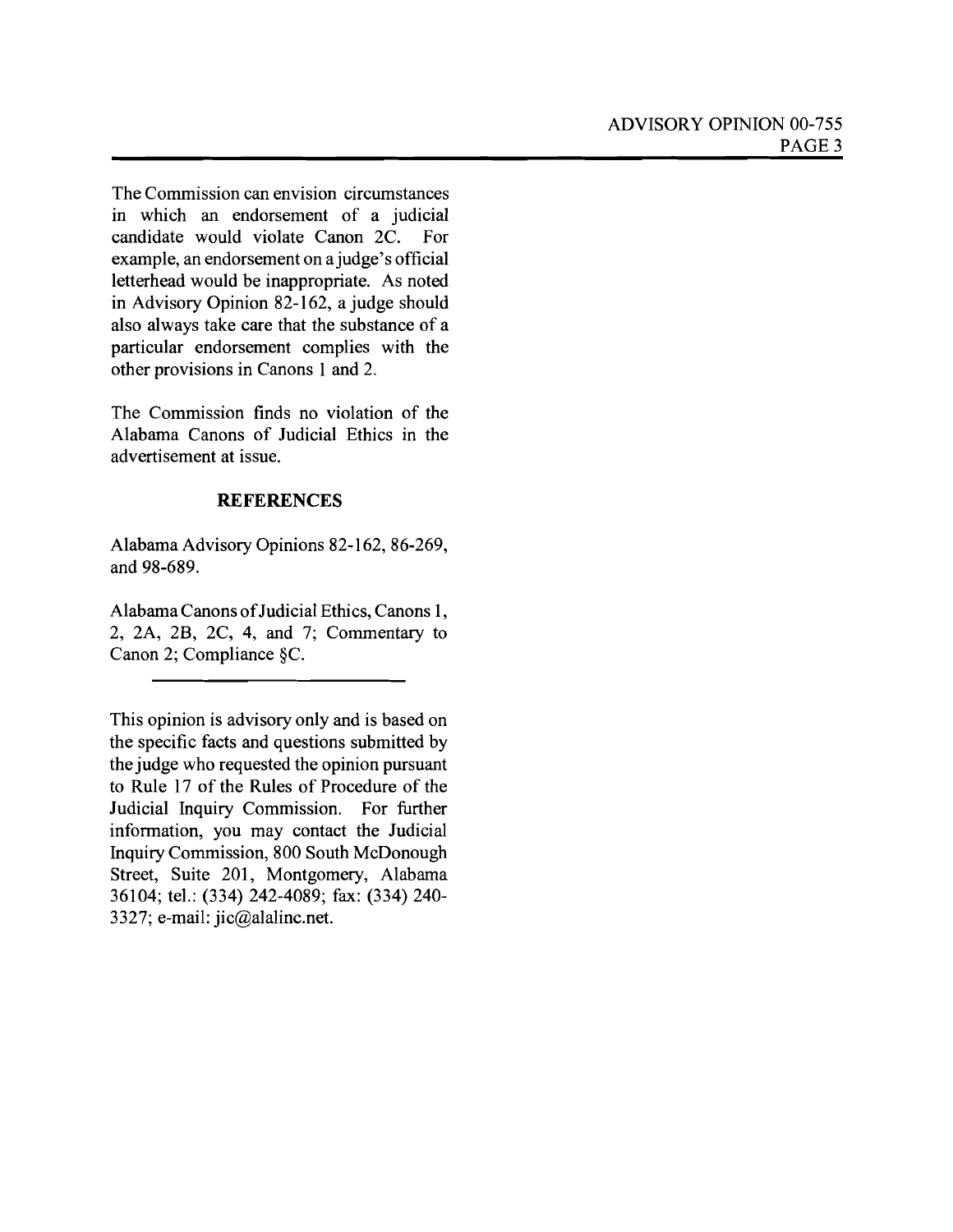The Commission can envision circumstances in which an endorsement of a judicial candidate would violate Canon 2C. For example, an endorsement on a judge's official letterhead would be inappropriate. As noted in Advisory Opinion 82-162, a judge should also always take care that the substance of a particular endorsement complies with the other provisions in Canons 1 and 2.

The Commission finds no violation of the Alabama Canons of Judicial Ethics in the advertisement at issue.

## REFERENCES

Alabama Advisory Opinions 82-162, 86-269, and 98-689.

Alabama Canons of Judicial Ethics, Canons 1, 2, 2A, 2B, 2C, 4, and 7; Commentary to Canon 2; Compliance §C.

---

This opinion is advisory only and is based on the specific facts and questions submitted by the judge who requested the opinion pursuant to Rule 17 of the Rules of Procedure of the Judicial Inquiry Commission. For further information, you may contact the Judicial Inquiry Commission, 800 South McDonough Street, Suite 201, Montgomery, Alabama 36104; tel.: (334) 242-4089; fax: (334) 240-3327; e-mail: jic@alalinc.net.